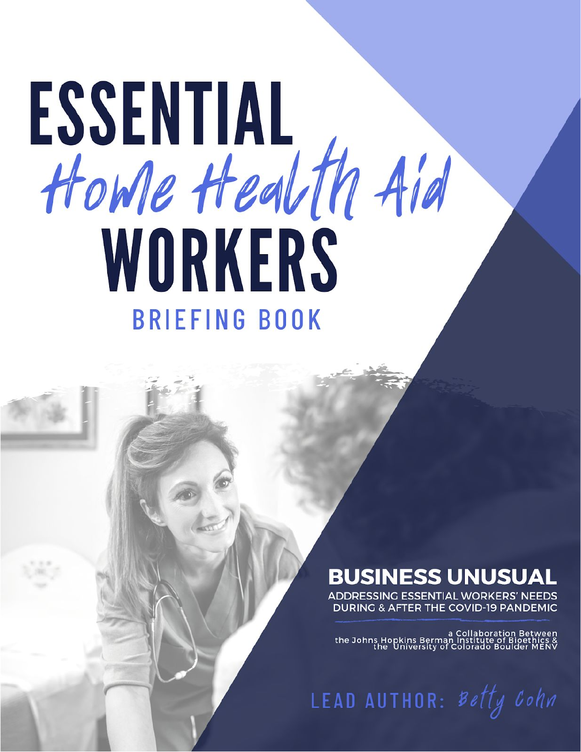# ESSENTIAL *Home Health Aid* WORKERS

## BRIEFING BOOK

**BUSINESS UNUSUAL**

ADDRESSING ESSENTIAL WORKERS' NEEDS DURING & AFTER THE COVID-19 PANDEMIC

a Collaboration Between the Johns Hopkins Berman Institute of Bioethics & the University of Colorado Boulder MENV

LEAD AUTHOR: *Betty Cohn*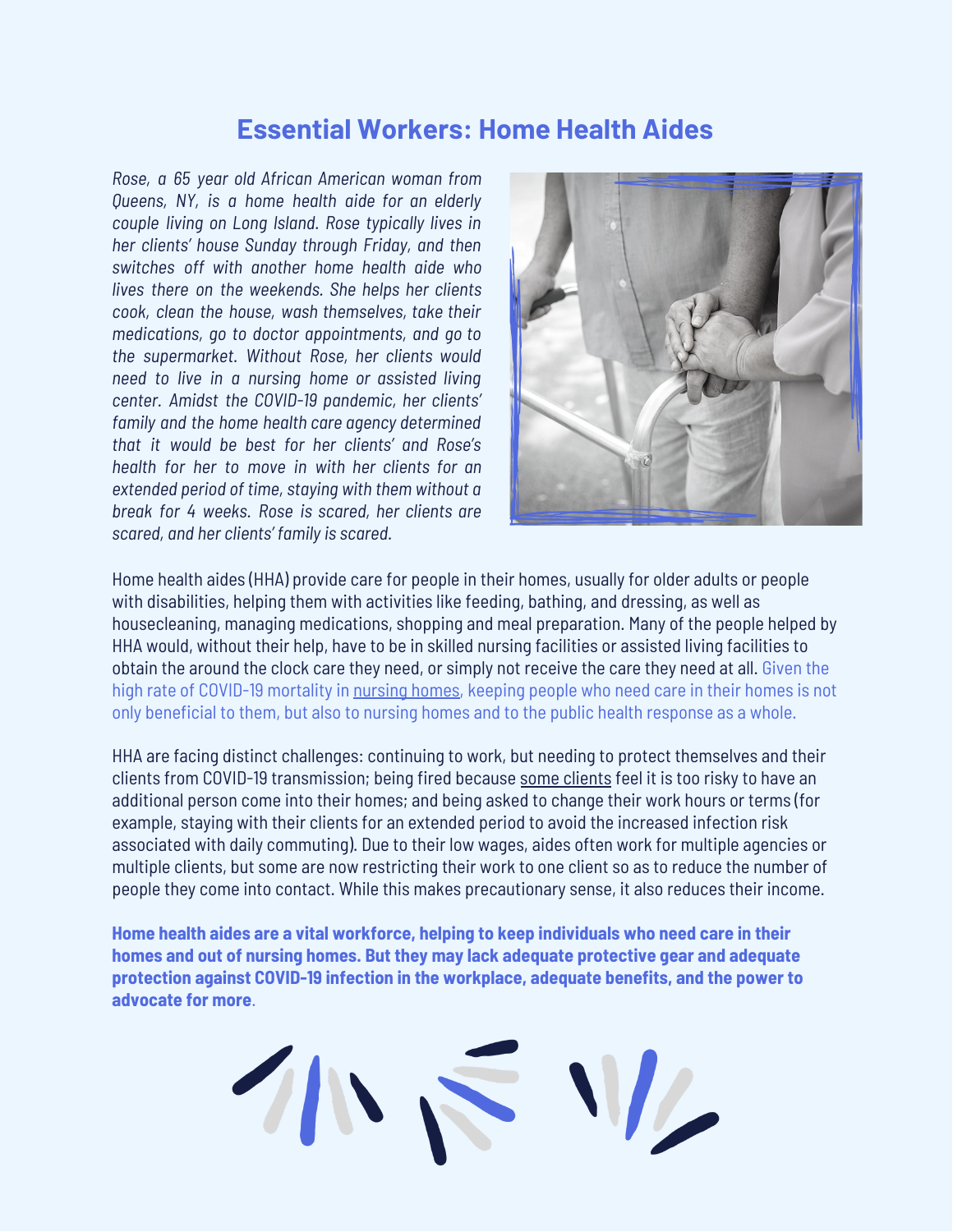# Essential Workers: Home Health Aides

*Rose, a 65 year old African American woman from Queens, NY, is a home health aide for an elderly couple living on Long Island. Rose typically lives in her clients' house Sunday through Friday, and then switches off with another home health aide who lives there on the weekends. She helps her clients cook, clean the house, wash themselves, take their medications, go to doctor appointments, and go to the supermarket. Without Rose, her clients would need to live in a nursing home or assisted living center. Amidst the COVID-19 pandemic, her clients' family and the home health care agency determined that it would be best for her clients' and Rose's health for her to move in with her clients for an extended period of time, staying with them without a break for 4 weeks. Rose is scared, her clients are scared, and her clients' family is scared.*

Home health aides (HHA) provide care for people in their homes, usually for older adults or people with disabilities, helping them with activities like feeding, bathing, and dressing, as well as housecleaning, managing medications, shopping and meal preparation. Many of the people helped by HHA would, without their help, have to be in skilled nursing facilities or assisted living facilities to obtain the around the clock care they need, or simply not receive the care they need at all. Given the high rate of COVID-19 mortality in nursing homes, keeping people who need care in their homes is not only beneficial to them, but also to nursing homes and to the public health response as a whole.

HHA are facing distinct challenges: continuing to work, but needing to protect themselves and their clients from COVID-19 transmission; being fired because some clients feel it is too risky to have an additional person come into their homes; and being asked to change their work hours or terms (for example, staying with their clients for an extended period to avoid the increased infection risk associated with daily commuting). Due to their low wages, aides often work for multiple agencies or multiple clients, but some are now restricting their work to one client so as to reduce the number of people they come into contact. While this makes precautionary sense, it also reduces their income.

**Home health aides are a vital workforce, helping to keep individuals who need care in their homes and out of nursing homes. But they may lack adequate protective gear and adequate protection against COVID-19 infection in the workplace, adequate benefits, and the power to advocate for more**.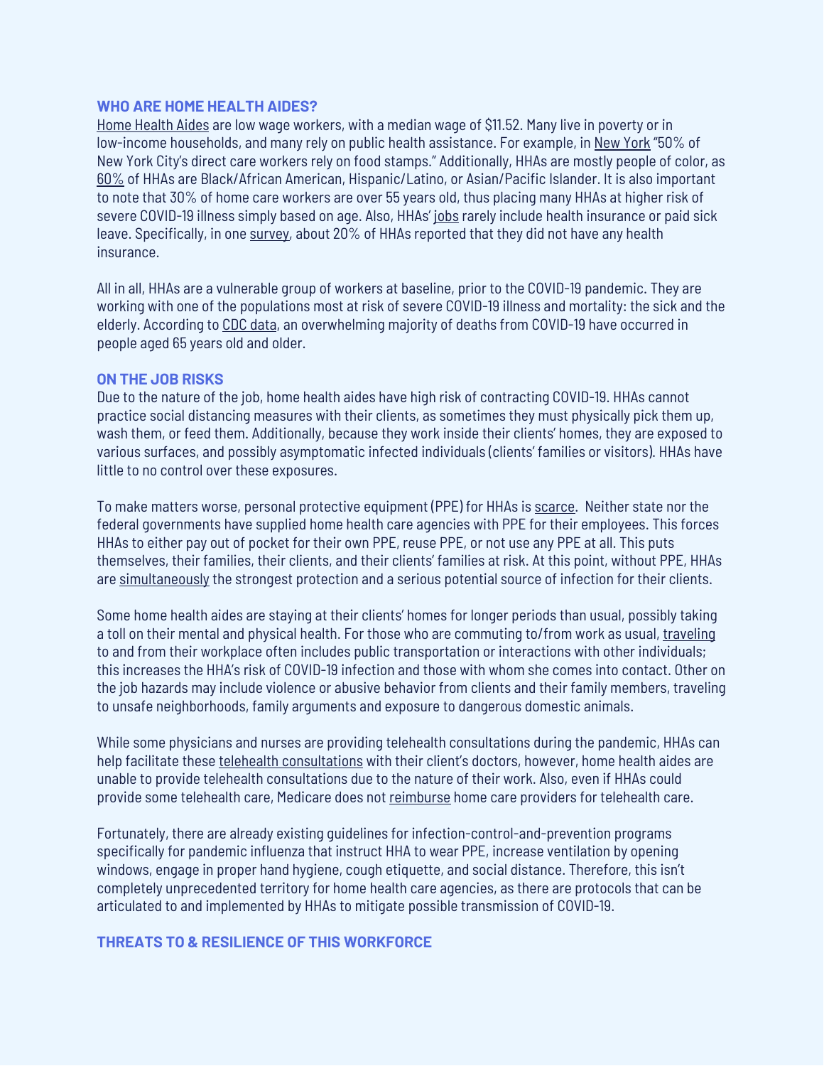## WHO ARE HOME HEALTH AIDES?

Home Health Aides are low wage workers, with a median wage of $11.52. Many live in poverty or in low-income households, and many rely on public health assistance. For example, in New York "50% of New York City's direct care workers rely on food stamps." Additionally, HHAs are mostly people of color, as 60% of HHAs are Black/African American, Hispanic/Latino, or Asian/Pacific Islander. It is also important to note that 30% of home care workers are over 55 years old, thus placing many HHAs at higher risk of severe COVID-19 illness simply based on age. Also, HHAs' jobs rarely include health insurance or paid sick leave. Specifically, in one survey, about 20% of HHAs reported that they did not have any health insurance.

All in all, HHAs are a vulnerable group of workers at baseline, prior to the COVID-19 pandemic. They are working with one of the populations most at risk of severe COVID-19 illness and mortality: the sick and the elderly. According to CDC data, an overwhelming majority of deaths from COVID-19 have occurred in people aged 65 years old and older.

## ON THE JOB RISKS

Due to the nature of the job, home health aides have high risk of contracting COVID-19. HHAs cannot practice social distancing measures with their clients, as sometimes they must physically pick them up, wash them, or feed them. Additionally, because they work inside their clients' homes, they are exposed to various surfaces, and possibly asymptomatic infected individuals (clients' families or visitors). HHAs have little to no control over these exposures.

To make matters worse, personal protective equipment (PPE) for HHAs is scarce. Neither state nor the federal governments have supplied home health care agencies with PPE for their employees. This forces HHAs to either pay out of pocket for their own PPE, reuse PPE, or not use any PPE at all. This puts themselves, their families, their clients, and their clients' families at risk. At this point, without PPE, HHAs are simultaneously the strongest protection and a serious potential source of infection for their clients.

Some home health aides are staying at their clients' homes for longer periods than usual, possibly taking a toll on their mental and physical health. For those who are commuting to/from work as usual, traveling to and from their workplace often includes public transportation or interactions with other individuals; this increases the HHA's risk of COVID-19 infection and those with whom she comes into contact. Other on the job hazards may include violence or abusive behavior from clients and their family members, traveling to unsafe neighborhoods, family arguments and exposure to dangerous domestic animals.

While some physicians and nurses are providing telehealth consultations during the pandemic, HHAs can help facilitate these telehealth consultations with their client's doctors, however, home health aides are unable to provide telehealth consultations due to the nature of their work. Also, even if HHAs could provide some telehealth care, Medicare does not reimburse home care providers for telehealth care.

Fortunately, there are already existing guidelines for infection-control-and-prevention programs specifically for pandemic influenza that instruct HHA to wear PPE, increase ventilation by opening windows, engage in proper hand hygiene, cough etiquette, and social distance. Therefore, this isn't completely unprecedented territory for home health care agencies, as there are protocols that can be articulated to and implemented by HHAs to mitigate possible transmission of COVID-19.

## THREATS TO & RESILIENCE OF THIS WORKFORCE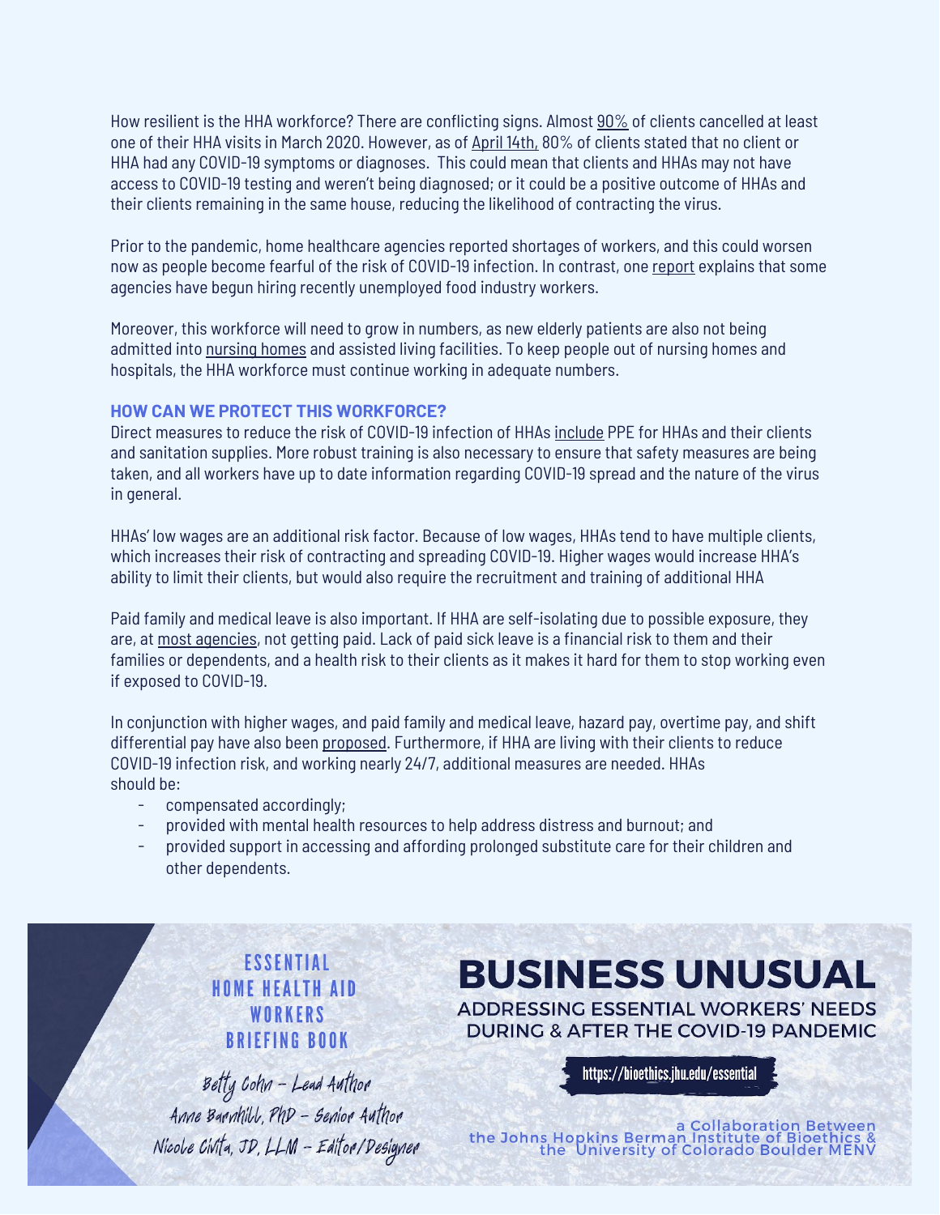How resilient is the HHA workforce? There are conflicting signs. Almost 90% of clients cancelled at least one of their HHA visits in March 2020. However, as of April 14th, 80% of clients stated that no client or HHA had any COVID-19 symptoms or diagnoses. This could mean that clients and HHAs may not have access to COVID-19 testing and weren't being diagnosed; or it could be a positive outcome of HHAs and their clients remaining in the same house, reducing the likelihood of contracting the virus.

Prior to the pandemic, home healthcare agencies reported shortages of workers, and this could worsen now as people become fearful of the risk of COVID-19 infection. In contrast, one report explains that some agencies have begun hiring recently unemployed food industry workers.

Moreover, this workforce will need to grow in numbers, as new elderly patients are also not being admitted into nursing homes and assisted living facilities. To keep people out of nursing homes and hospitals, the HHA workforce must continue working in adequate numbers.

### HOW CAN WE PROTECT THIS WORKFORCE?

Direct measures to reduce the risk of COVID-19 infection of HHAs include PPE for HHAs and their clients and sanitation supplies. More robust training is also necessary to ensure that safety measures are being taken, and all workers have up to date information regarding COVID-19 spread and the nature of the virus in general.

HHAs' low wages are an additional risk factor. Because of low wages, HHAs tend to have multiple clients, which increases their risk of contracting and spreading COVID-19. Higher wages would increase HHA's ability to limit their clients, but would also require the recruitment and training of additional HHA

Paid family and medical leave is also important. If HHA are self-isolating due to possible exposure, they are, at most agencies, not getting paid. Lack of paid sick leave is a financial risk to them and their families or dependents, and a health risk to their clients as it makes it hard for them to stop working even if exposed to COVID-19.

In conjunction with higher wages, and paid family and medical leave, hazard pay, overtime pay, and shift differential pay have also been proposed. Furthermore, if HHA are living with their clients to reduce COVID-19 infection risk, and working nearly 24/7, additional measures are needed. HHAs should be:

- compensated accordingly;
- provided with mental health resources to help address distress and burnout; and
- provided support in accessing and affording prolonged substitute care for their children and other dependents.

ESSENTIAL HOME HEALTH AID WORKERS BRIEFING BOOK

Betty Cohn – Lead Author
Anne Barnhill, PhD – Senior Author
Nicole Civita, JD, LLM – Editor/Designer

**BUSINESS UNUSUAL**

ADDRESSING ESSENTIAL WORKERS' NEEDS DURING & AFTER THE COVID-19 PANDEMIC

https://bioethics.jhu.edu/essential

a Collaboration Between the Johns Hopkins Berman Institute of Bioethics & the University of Colorado Boulder MENV